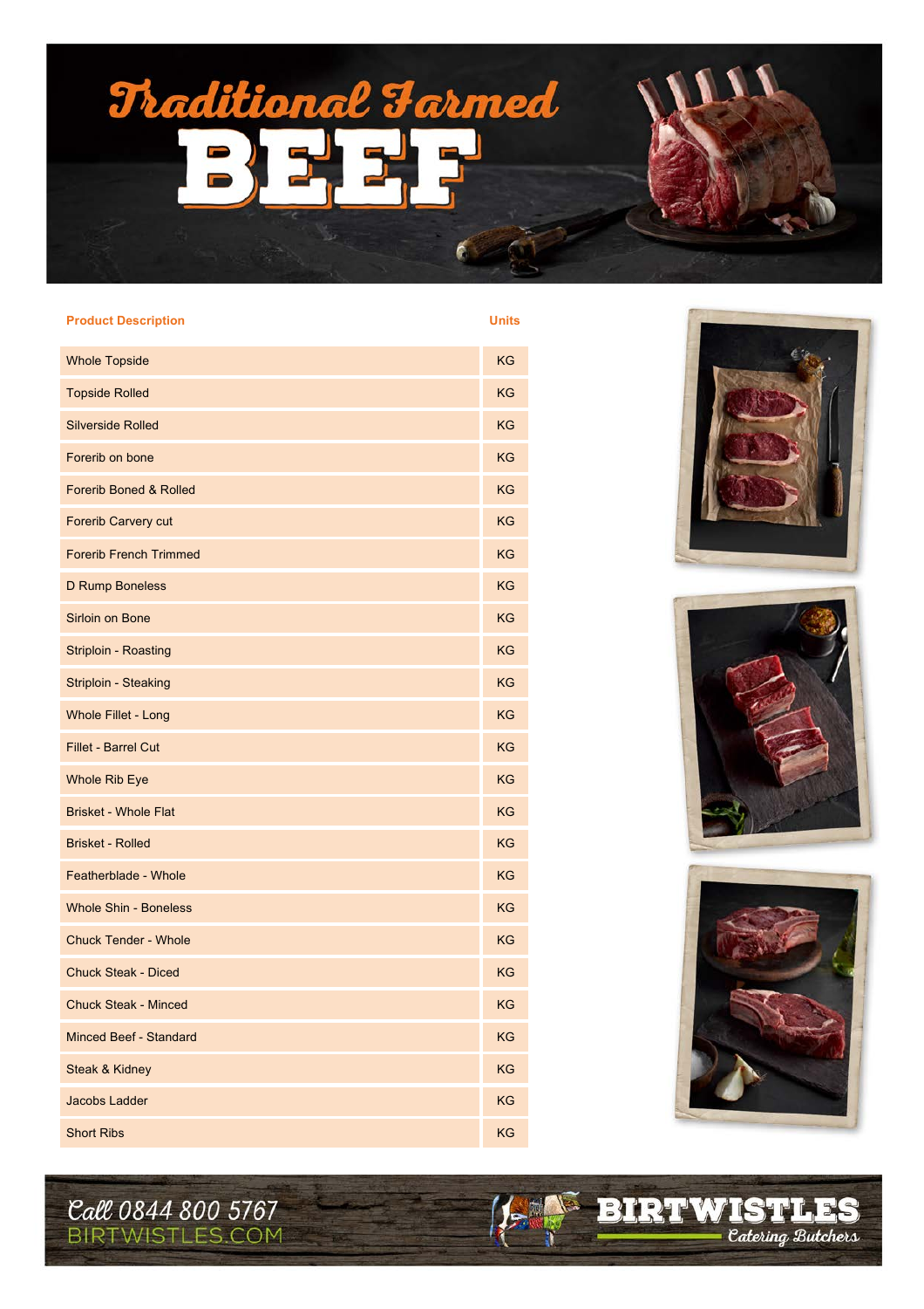# Traditional Farmed BEEF

| Product Description | Units |
|---|---|
| Whole Topside | KG |
| Topside Rolled | KG |
| Silverside Rolled | KG |
| Forerib on bone | KG |
| Forerib Boned & Rolled | KG |
| Forerib Carvery cut | KG |
| Forerib French Trimmed | KG |
| D Rump Boneless | KG |
| Sirloin on Bone | KG |
| Striploin - Roasting | KG |
| Striploin - Steaking | KG |
| Whole Fillet - Long | KG |
| Fillet - Barrel Cut | KG |
| Whole Rib Eye | KG |
| Brisket - Whole Flat | KG |
| Brisket - Rolled | KG |
| Featherblade - Whole | KG |
| Whole Shin - Boneless | KG |
| Chuck Tender - Whole | KG |
| Chuck Steak - Diced | KG |
| Chuck Steak - Minced | KG |
| Minced Beef - Standard | KG |
| Steak & Kidney | KG |
| Jacobs Ladder | KG |
| Short Ribs | KG |

Call 0844 800 5767
BIRTWISTLES.COM

BIRTWISTLES Catering Butchers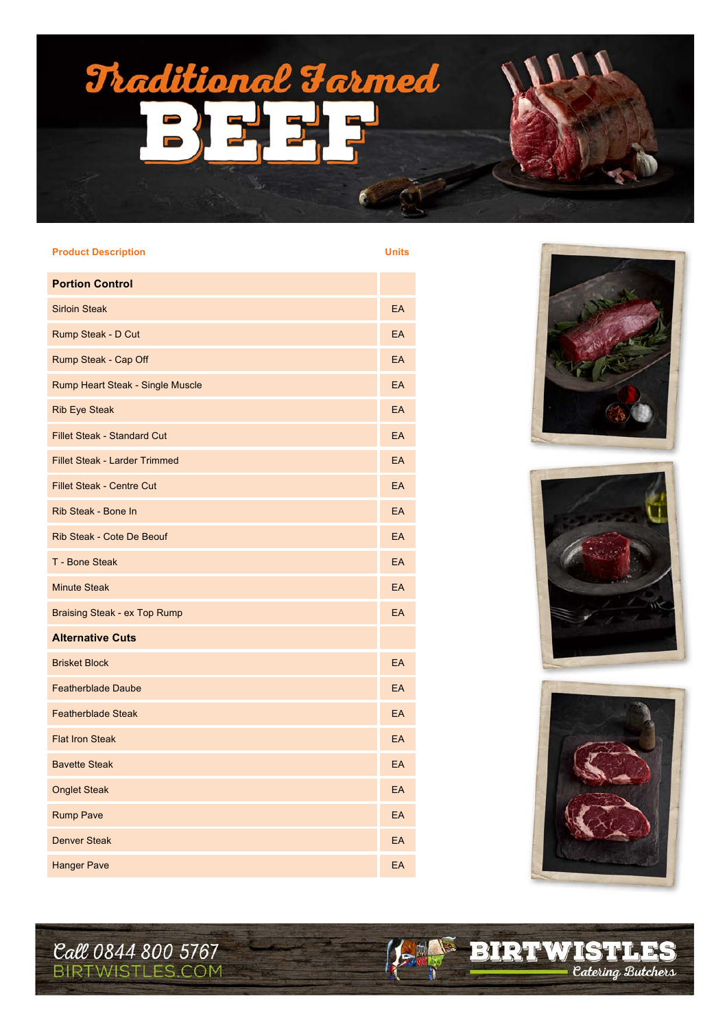# Traditional Farmed BEEF

| Product Description | Units |
|---|---|
| **Portion Control** | |
| Sirloin Steak | EA |
| Rump Steak - D Cut | EA |
| Rump Steak - Cap Off | EA |
| Rump Heart Steak - Single Muscle | EA |
| Rib Eye Steak | EA |
| Fillet Steak - Standard Cut | EA |
| Fillet Steak - Larder Trimmed | EA |
| Fillet Steak - Centre Cut | EA |
| Rib Steak - Bone In | EA |
| Rib Steak - Cote De Beouf | EA |
| T - Bone Steak | EA |
| Minute Steak | EA |
| Braising Steak - ex Top Rump | EA |
| **Alternative Cuts** | |
| Brisket Block | EA |
| Featherblade Daube | EA |
| Featherblade Steak | EA |
| Flat Iron Steak | EA |
| Bavette Steak | EA |
| Onglet Steak | EA |
| Rump Pave | EA |
| Denver Steak | EA |
| Hanger Pave | EA |

Call 0844 800 5767
BIRTWISTLES.COM

BIRTWISTLES
Catering Butchers